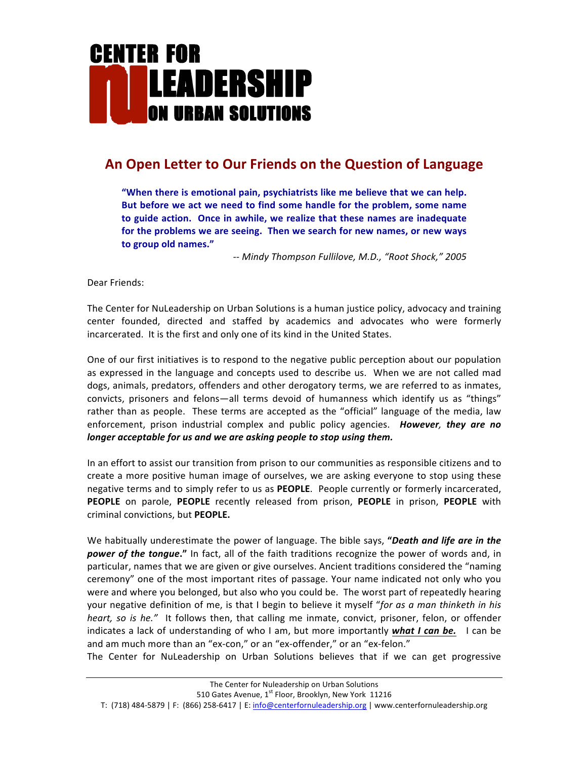# CENTER FOR NuLEADERSHIP ON URBAN SOLUTIONS

## An Open Letter to Our Friends on the Question of Language

> **"When there is emotional pain, psychiatrists like me believe that we can help. But before we act we need to find some handle for the problem, some name to guide action. Once in awhile, we realize that these names are inadequate for the problems we are seeing. Then we search for new names, or new ways to group old names."**
>
> *-- Mindy Thompson Fullilove, M.D., "Root Shock," 2005*

Dear Friends:

The Center for NuLeadership on Urban Solutions is a human justice policy, advocacy and training center founded, directed and staffed by academics and advocates who were formerly incarcerated. It is the first and only one of its kind in the United States.

One of our first initiatives is to respond to the negative public perception about our population as expressed in the language and concepts used to describe us. When we are not called mad dogs, animals, predators, offenders and other derogatory terms, we are referred to as inmates, convicts, prisoners and felons—all terms devoid of humanness which identify us as "things" rather than as people. These terms are accepted as the "official" language of the media, law enforcement, prison industrial complex and public policy agencies. ***However, they are no longer acceptable for us and we are asking people to stop using them.***

In an effort to assist our transition from prison to our communities as responsible citizens and to create a more positive human image of ourselves, we are asking everyone to stop using these negative terms and to simply refer to us as **PEOPLE**. People currently or formerly incarcerated, **PEOPLE** on parole, **PEOPLE** recently released from prison, **PEOPLE** in prison, **PEOPLE** with criminal convictions, but **PEOPLE.**

We habitually underestimate the power of language. The bible says, **"*Death and life are in the power of the tongue*."** In fact, all of the faith traditions recognize the power of words and, in particular, names that we are given or give ourselves. Ancient traditions considered the "naming ceremony" one of the most important rites of passage. Your name indicated not only who you were and where you belonged, but also who you could be. The worst part of repeatedly hearing your negative definition of me, is that I begin to believe it myself "*for as a man thinketh in his heart, so is he."* It follows then, that calling me inmate, convict, prisoner, felon, or offender indicates a lack of understanding of who I am, but more importantly ***what I can be.*** I can be and am much more than an "ex-con," or an "ex-offender," or an "ex-felon."

The Center for NuLeadership on Urban Solutions believes that if we can get progressive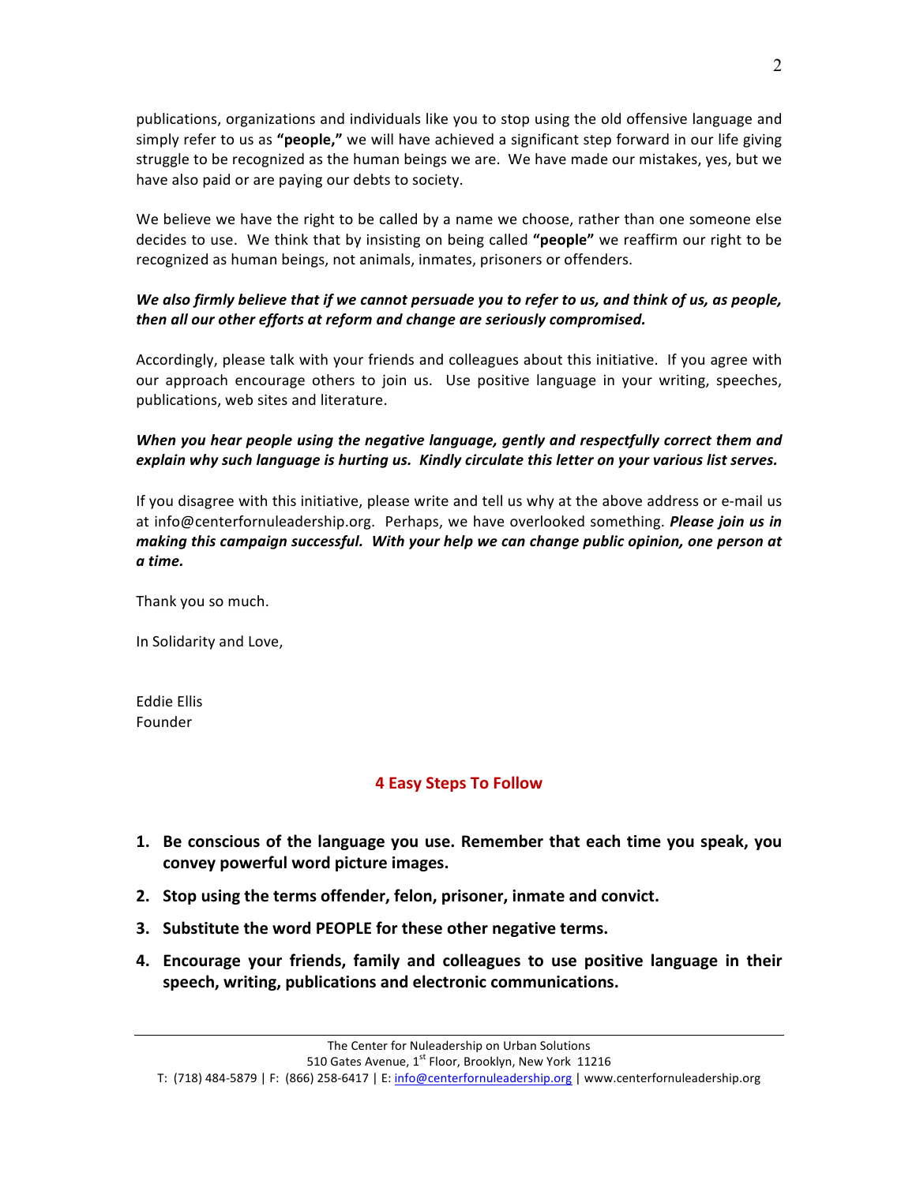publications, organizations and individuals like you to stop using the old offensive language and simply refer to us as **"people,"** we will have achieved a significant step forward in our life giving struggle to be recognized as the human beings we are. We have made our mistakes, yes, but we have also paid or are paying our debts to society.

We believe we have the right to be called by a name we choose, rather than one someone else decides to use. We think that by insisting on being called **"people"** we reaffirm our right to be recognized as human beings, not animals, inmates, prisoners or offenders.

***We also firmly believe that if we cannot persuade you to refer to us, and think of us, as people, then all our other efforts at reform and change are seriously compromised.***

Accordingly, please talk with your friends and colleagues about this initiative. If you agree with our approach encourage others to join us. Use positive language in your writing, speeches, publications, web sites and literature.

***When you hear people using the negative language, gently and respectfully correct them and explain why such language is hurting us. Kindly circulate this letter on your various list serves.***

If you disagree with this initiative, please write and tell us why at the above address or e-mail us at info@centerfornuleadership.org. Perhaps, we have overlooked something. ***Please join us in making this campaign successful. With your help we can change public opinion, one person at a time.***

Thank you so much.

In Solidarity and Love,

Eddie Ellis
Founder

## 4 Easy Steps To Follow

1. **Be conscious of the language you use. Remember that each time you speak, you convey powerful word picture images.**
2. **Stop using the terms offender, felon, prisoner, inmate and convict.**
3. **Substitute the word PEOPLE for these other negative terms.**
4. **Encourage your friends, family and colleagues to use positive language in their speech, writing, publications and electronic communications.**

The Center for Nuleadership on Urban Solutions
510 Gates Avenue, 1st Floor, Brooklyn, New York 11216
T: (718) 484-5879 | F: (866) 258-6417 | E: info@centerfornuleadership.org | www.centerfornuleadership.org